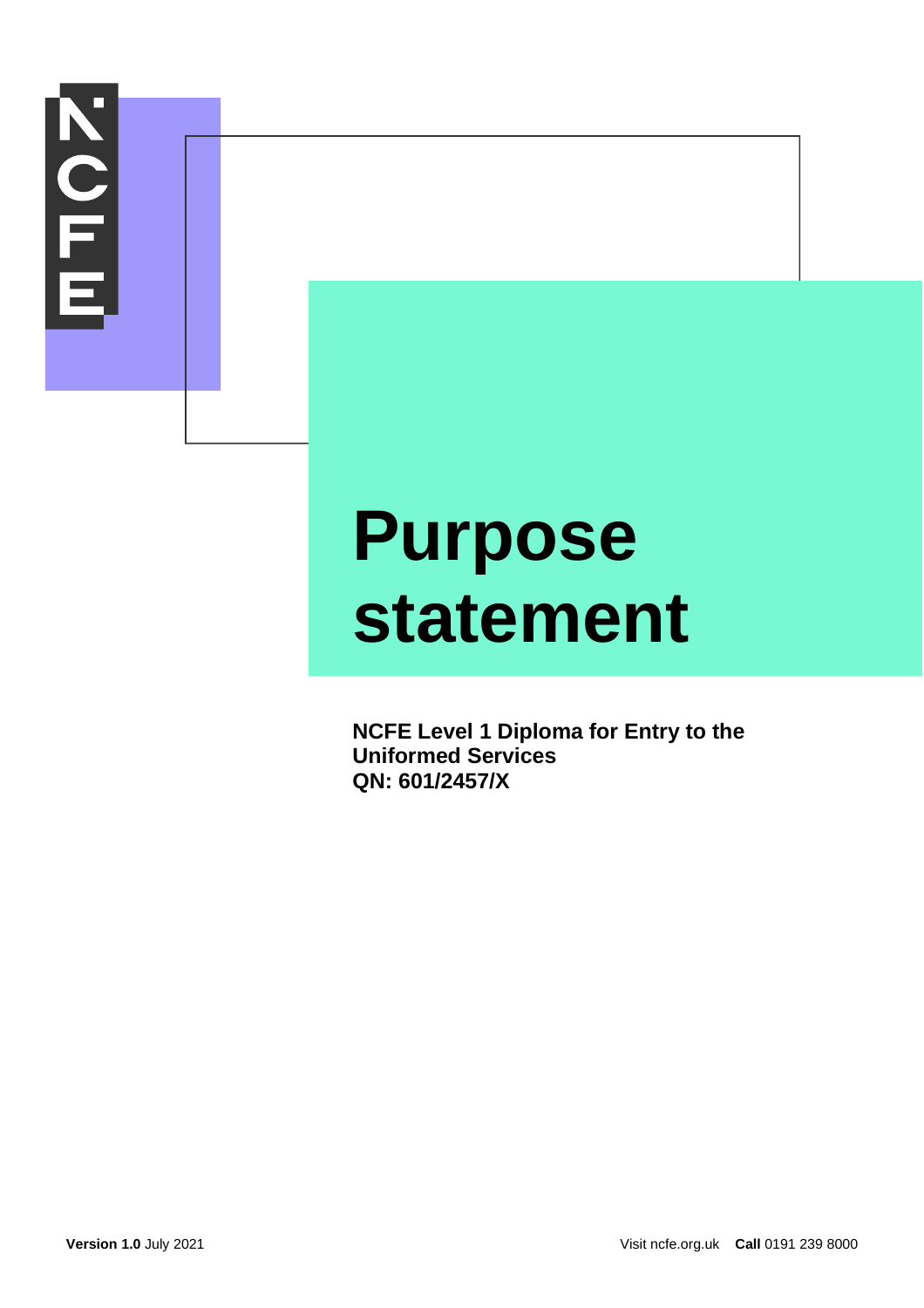# Purpose statement

**NCFE Level 1 Diploma for Entry to the Uniformed Services**
**QN: 601/2457/X**

**Version 1.0** July 2021

Visit ncfe.org.uk **Call** 0191 239 8000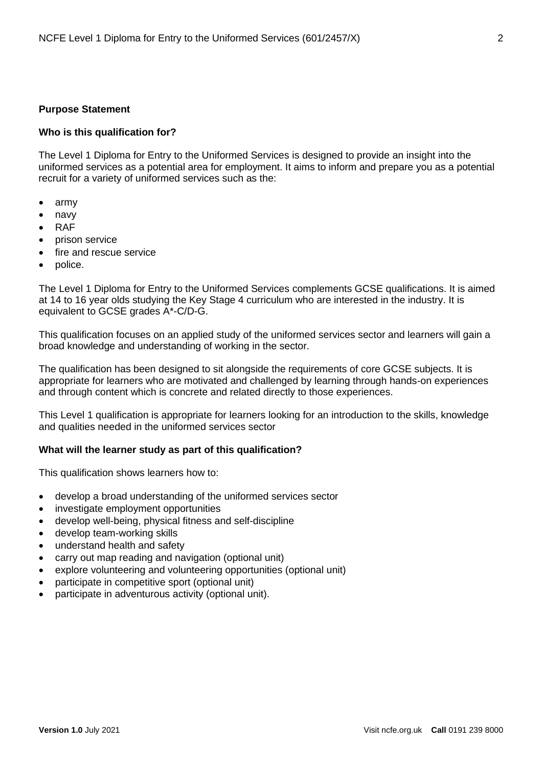**Purpose Statement**

**Who is this qualification for?**

The Level 1 Diploma for Entry to the Uniformed Services is designed to provide an insight into the uniformed services as a potential area for employment. It aims to inform and prepare you as a potential recruit for a variety of uniformed services such as the:

- army
- navy
- RAF
- prison service
- fire and rescue service
- police.

The Level 1 Diploma for Entry to the Uniformed Services complements GCSE qualifications. It is aimed at 14 to 16 year olds studying the Key Stage 4 curriculum who are interested in the industry. It is equivalent to GCSE grades A*-C/D-G.

This qualification focuses on an applied study of the uniformed services sector and learners will gain a broad knowledge and understanding of working in the sector.

The qualification has been designed to sit alongside the requirements of core GCSE subjects. It is appropriate for learners who are motivated and challenged by learning through hands-on experiences and through content which is concrete and related directly to those experiences.

This Level 1 qualification is appropriate for learners looking for an introduction to the skills, knowledge and qualities needed in the uniformed services sector

**What will the learner study as part of this qualification?**

This qualification shows learners how to:

- develop a broad understanding of the uniformed services sector
- investigate employment opportunities
- develop well-being, physical fitness and self-discipline
- develop team-working skills
- understand health and safety
- carry out map reading and navigation (optional unit)
- explore volunteering and volunteering opportunities (optional unit)
- participate in competitive sport (optional unit)
- participate in adventurous activity (optional unit).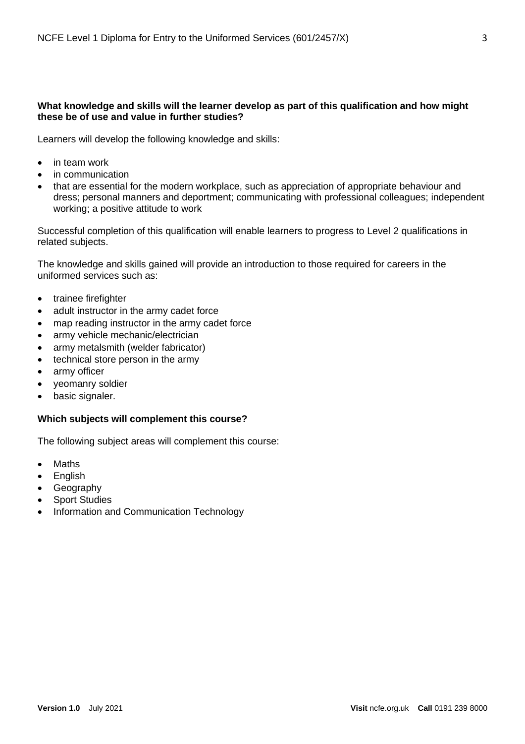**What knowledge and skills will the learner develop as part of this qualification and how might these be of use and value in further studies?**

Learners will develop the following knowledge and skills:

- in team work
- in communication
- that are essential for the modern workplace, such as appreciation of appropriate behaviour and dress; personal manners and deportment; communicating with professional colleagues; independent working; a positive attitude to work

Successful completion of this qualification will enable learners to progress to Level 2 qualifications in related subjects.

The knowledge and skills gained will provide an introduction to those required for careers in the uniformed services such as:

- trainee firefighter
- adult instructor in the army cadet force
- map reading instructor in the army cadet force
- army vehicle mechanic/electrician
- army metalsmith (welder fabricator)
- technical store person in the army
- army officer
- yeomanry soldier
- basic signaler.

**Which subjects will complement this course?**

The following subject areas will complement this course:

- Maths
- English
- Geography
- Sport Studies
- Information and Communication Technology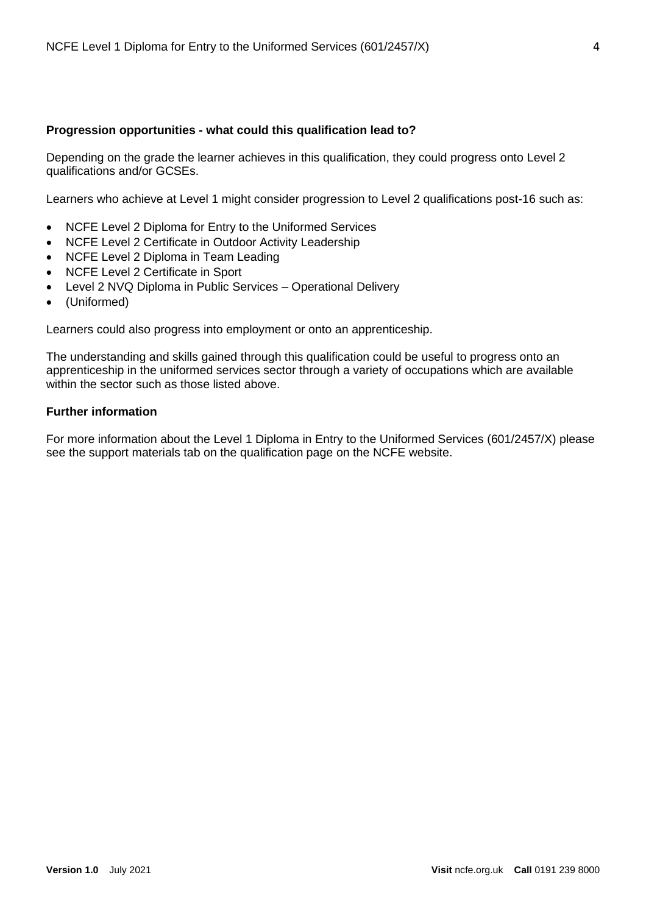**Progression opportunities - what could this qualification lead to?**

Depending on the grade the learner achieves in this qualification, they could progress onto Level 2 qualifications and/or GCSEs.

Learners who achieve at Level 1 might consider progression to Level 2 qualifications post-16 such as:

- NCFE Level 2 Diploma for Entry to the Uniformed Services
- NCFE Level 2 Certificate in Outdoor Activity Leadership
- NCFE Level 2 Diploma in Team Leading
- NCFE Level 2 Certificate in Sport
- Level 2 NVQ Diploma in Public Services – Operational Delivery
- (Uniformed)

Learners could also progress into employment or onto an apprenticeship.

The understanding and skills gained through this qualification could be useful to progress onto an apprenticeship in the uniformed services sector through a variety of occupations which are available within the sector such as those listed above.

**Further information**

For more information about the Level 1 Diploma in Entry to the Uniformed Services (601/2457/X) please see the support materials tab on the qualification page on the NCFE website.